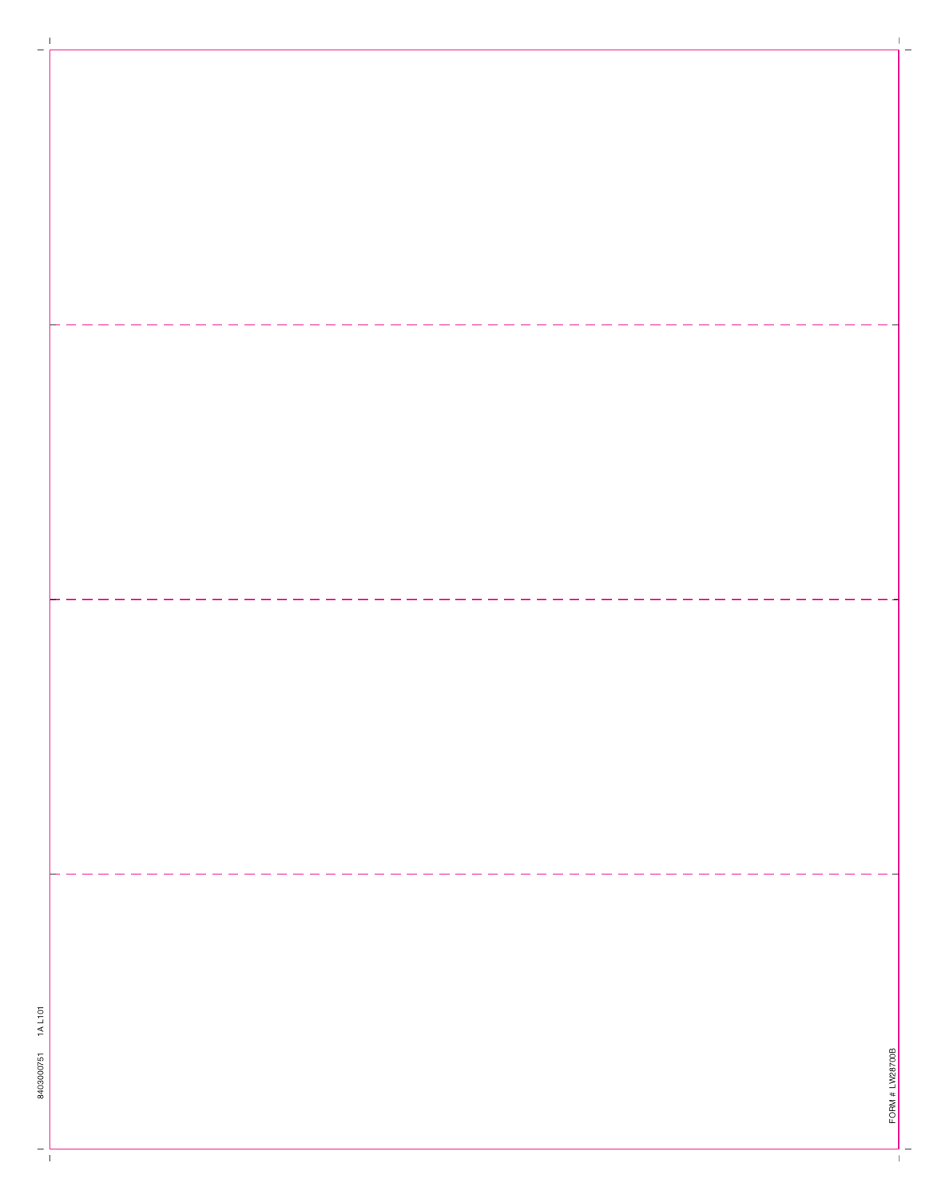8403000751 1A L101

FORM # LW28700B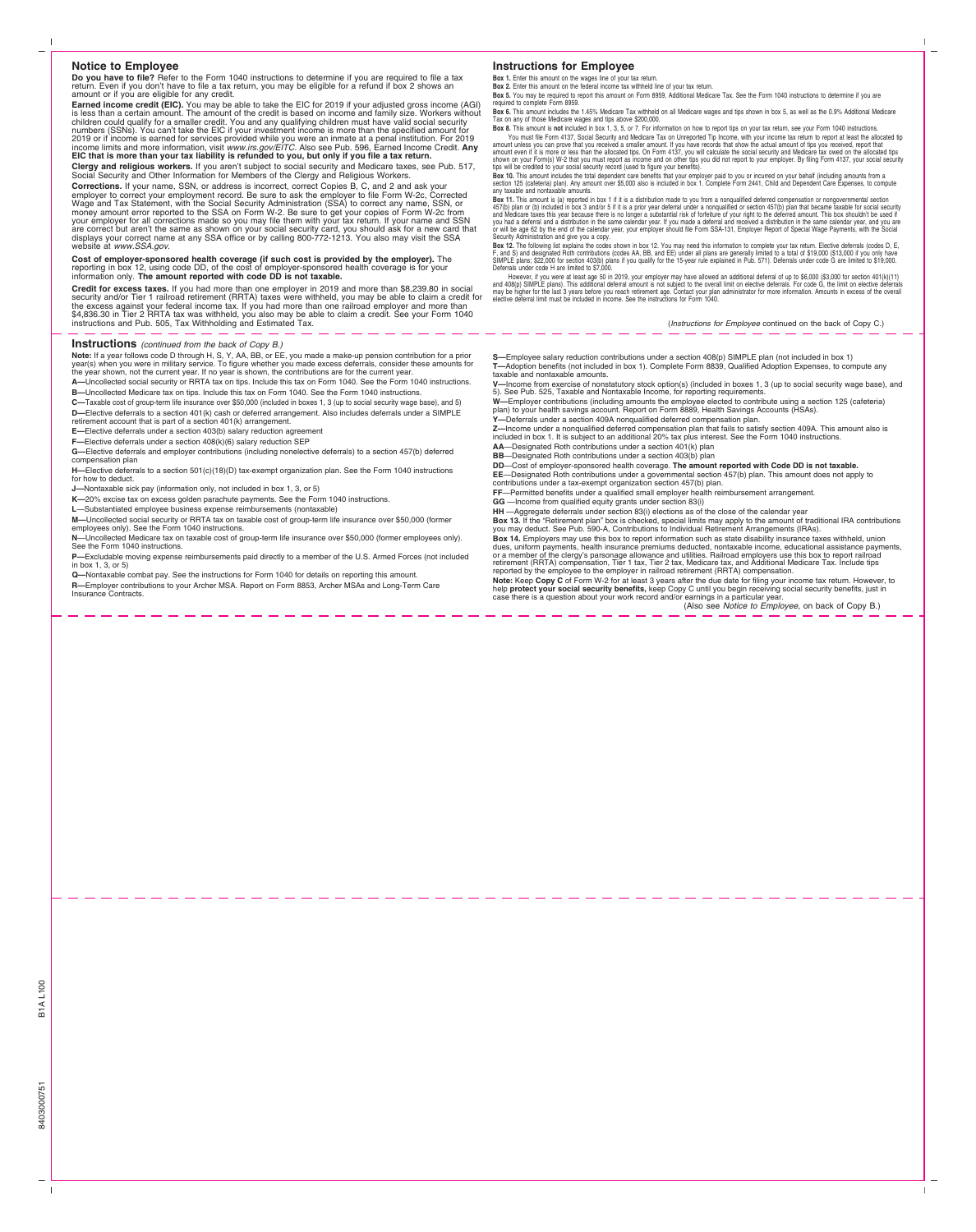## Notice to Employee

**Do you have to file?** Refer to the Form 1040 instructions to determine if you are required to file a tax return. Even if you don't have to file a tax return, you may be eligible for a refund if box 2 shows an amount or if you are eligible for any credit.

**Earned income credit (EIC).** You may be able to take the EIC for 2019 if your adjusted gross income (AGI) is less than a certain amount. The amount of the credit is based on income and family size. Workers without children could qualify for a smaller credit. You and any qualifying children must have valid social security numbers (SSNs). You can't take the EIC if your investment income is more than the specified amount for 2019 or if income is earned for services provided while you were an inmate at a penal institution. For 2019 income limits and more information, visit *www.irs.gov/EITC*. Also see Pub. 596, Earned Income Credit. **Any EIC that is more than your tax liability is refunded to you, but only if you file a tax return.**

**Clergy and religious workers.** If you aren't subject to social security and Medicare taxes, see Pub. 517, Social Security and Other Information for Members of the Clergy and Religious Workers.

**Corrections.** If your name, SSN, or address is incorrect, correct Copies B, C, and 2 and ask your employer to correct your employment record. Be sure to ask the employer to file Form W-2c, Corrected Wage and Tax Statement, with the Social Security Administration (SSA) to correct any name, SSN, or money amount error reported to the SSA on Form W-2. Be sure to get your copies of Form W-2c from your employer for all corrections made so you may file them with your tax return. If your name and SSN are correct but aren't the same as shown on your social security card, you should ask for a new card that displays your correct name at any SSA office or by calling 800-772-1213. You also may visit the SSA website at *www.SSA.gov*.

**Cost of employer-sponsored health coverage (if such cost is provided by the employer).** The reporting in box 12, using code DD, of the cost of employer-sponsored health coverage is for your information only. **The amount reported with code DD is not taxable.**

**Credit for excess taxes.** If you had more than one employer in 2019 and more than $8,239.80 in social security and/or Tier 1 railroad retirement (RRTA) taxes were withheld, you may be able to claim a credit for the excess against your federal income tax. If you had more than one railroad employer and more than $4,836.30 in Tier 2 RRTA tax was withheld, you also may be able to claim a credit. See your Form 1040 instructions and Pub. 505, Tax Withholding and Estimated Tax.

## Instructions for Employee

**Box 1.** Enter this amount on the wages line of your tax return.

**Box 2.** Enter this amount on the federal income tax withheld line of your tax return.

**Box 5.** You may be required to report this amount on Form 8959, Additional Medicare Tax. See the Form 1040 instructions to determine if you are required to complete Form 8959.

**Box 6.** This amount includes the 1.45% Medicare Tax withheld on all Medicare wages and tips shown in box 5, as well as the 0.9% Additional Medicare Tax on any of those Medicare wages and tips above $200,000.

**Box 8.** This amount is **not** included in box 1, 3, 5, or 7. For information on how to report tips on your tax return, see your Form 1040 instructions.

You must file Form 4137, Social Security and Medicare Tax on Unreported Tip Income, with your income tax return to report at least the allocated tip amount unless you can prove that you received a smaller amount. If you have records that show the actual amount of tips you received, report that amount even if it is more or less than the allocated tips. On Form 4137, you will calculate the social security and Medicare tax owed on the allocated tips shown on your Form(s) W-2 that you must report as income and on other tips you did not report to your employer. By filing Form 4137, your social security tips will be credited to your social security record (used to figure your benefits).

**Box 10.** This amount includes the total dependent care benefits that your employer paid to you or incurred on your behalf (including amounts from a section 125 (cafeteria) plan). Any amount over $5,000 also is included in box 1. Complete Form 2441, Child and Dependent Care Expenses, to compute any taxable and nontaxable amounts.

**Box 11.** This amount is (a) reported in box 1 if it is a distribution made to you from a nonqualified deferred compensation or nongovernmental section 457(b) plan or (b) included in box 3 and/or 5 if it is a prior year deferral under a nonqualified or section 457(b) plan that became taxable for social security and Medicare taxes this year because there is no longer a substantial risk of forfeiture of your right to the deferred amount. This box shouldn't be used if you had a deferral and a distribution in the same calendar year. If you made a deferral and received a distribution in the same calendar year, and you are or will be age 62 by the end of the calendar year, your employer should file Form SSA-131, Employer Report of Special Wage Payments, with the Social Security Administration and give you a copy.

**Box 12.** The following list explains the codes shown in box 12. You may need this information to complete your tax return. Elective deferrals (codes D, E, F, and S) and designated Roth contributions (codes AA, BB, and EE) under all plans are generally limited to a total of $19,000 ($13,000 if you only have SIMPLE plans; $22,000 for section 403(b) plans if you qualify for the 15-year rule explained in Pub. 571). Deferrals under code G are limited to $19,000. Deferrals under code H are limited to $7,000.

However, if you were at least age 50 in 2019, your employer may have allowed an additional deferral of up to $6,000 ($3,000 for section 401(k)(11) and 408(p) SIMPLE plans). This additional deferral amount is not subject to the overall limit on elective deferrals. For code G, the limit on elective deferrals may be higher for the last 3 years before you reach retirement age. Contact your plan administrator for more information. Amounts in excess of the overall elective deferral limit must be included in income. See the instructions for Form 1040.

(*Instructions for Employee* continued on the back of Copy C.)

## Instructions *(continued from the back of Copy B.)*

**Note:** If a year follows code D through H, S, Y, AA, BB, or EE, you made a make-up pension contribution for a prior year(s) when you were in military service. To figure whether you made excess deferrals, consider these amounts for the year shown, not the current year. If no year is shown, the contributions are for the current year.

**A—**Uncollected social security or RRTA tax on tips. Include this tax on Form 1040. See the Form 1040 instructions.

**B—**Uncollected Medicare tax on tips. Include this tax on Form 1040. See the Form 1040 instructions.

**C—**Taxable cost of group-term life insurance over $50,000 (included in boxes 1, 3 (up to social security wage base), and 5)

**D—**Elective deferrals to a section 401(k) cash or deferred arrangement. Also includes deferrals under a SIMPLE retirement account that is part of a section 401(k) arrangement.

**E—**Elective deferrals under a section 403(b) salary reduction agreement

**F—**Elective deferrals under a section 408(k)(6) salary reduction SEP

**G—**Elective deferrals and employer contributions (including nonelective deferrals) to a section 457(b) deferred compensation plan

**H—**Elective deferrals to a section 501(c)(18)(D) tax-exempt organization plan. See the Form 1040 instructions for how to deduct.

**J—**Nontaxable sick pay (information only, not included in box 1, 3, or 5)

**K—**20% excise tax on excess golden parachute payments. See the Form 1040 instructions.

**L—**Substantiated employee business expense reimbursements (nontaxable)

**M—**Uncollected social security or RRTA tax on taxable cost of group-term life insurance over $50,000 (former employees only). See the Form 1040 instructions.

**N—**Uncollected Medicare tax on taxable cost of group-term life insurance over $50,000 (former employees only). See the Form 1040 instructions.

**P—**Excludable moving expense reimbursements paid directly to a member of the U.S. Armed Forces (not included in box 1, 3, or 5)

**Q—**Nontaxable combat pay. See the instructions for Form 1040 for details on reporting this amount.

**R—**Employer contributions to your Archer MSA. Report on Form 8853, Archer MSAs and Long-Term Care Insurance Contracts.

**S—**Employee salary reduction contributions under a section 408(p) SIMPLE plan (not included in box 1)

**T—**Adoption benefits (not included in box 1). Complete Form 8839, Qualified Adoption Expenses, to compute any taxable and nontaxable amounts.

**V—**Income from exercise of nonstatutory stock option(s) (included in boxes 1, 3 (up to social security wage base), and 5). See Pub. 525, Taxable and Nontaxable Income, for reporting requirements.

**W—**Employer contributions (including amounts the employee elected to contribute using a section 125 (cafeteria) plan) to your health savings account. Report on Form 8889, Health Savings Accounts (HSAs).

**Y—**Deferrals under a section 409A nonqualified deferred compensation plan.

**Z—**Income under a nonqualified deferred compensation plan that fails to satisfy section 409A. This amount also is included in box 1. It is subject to an additional 20% tax plus interest. See the Form 1040 instructions.

**AA—**Designated Roth contributions under a section 401(k) plan

**BB—**Designated Roth contributions under a section 403(b) plan

**DD—**Cost of employer-sponsored health coverage. **The amount reported with Code DD is not taxable.**

**EE—**Designated Roth contributions under a governmental section 457(b) plan. This amount does not apply to contributions under a tax-exempt organization section 457(b) plan.

**FF—**Permitted benefits under a qualified small employer health reimbursement arrangement.

**GG** —Income from qualified equity grants under section 83(i)

**HH** —Aggregate deferrals under section 83(i) elections as of the close of the calendar year

**Box 13.** If the "Retirement plan" box is checked, special limits may apply to the amount of traditional IRA contributions you may deduct. See Pub. 590-A, Contributions to Individual Retirement Arrangements (IRAs).

**Box 14.** Employers may use this box to report information such as state disability insurance taxes withheld, union dues, uniform payments, health insurance premiums deducted, nontaxable income, educational assistance payments, or a member of the clergy's parsonage allowance and utilities. Railroad employers use this box to report railroad retirement (RRTA) compensation, Tier 1 tax, Tier 2 tax, Medicare tax, and Additional Medicare Tax. Include tips reported by the employee to the employer in railroad retirement (RRTA) compensation.

**Note:** Keep **Copy C** of Form W-2 for at least 3 years after the due date for filing your income tax return. However, to help **protect your social security benefits,** keep Copy C until you begin receiving social security benefits, just in case there is a question about your work record and/or earnings in a particular year.

(Also see *Notice to Employee,* on back of Copy B.)